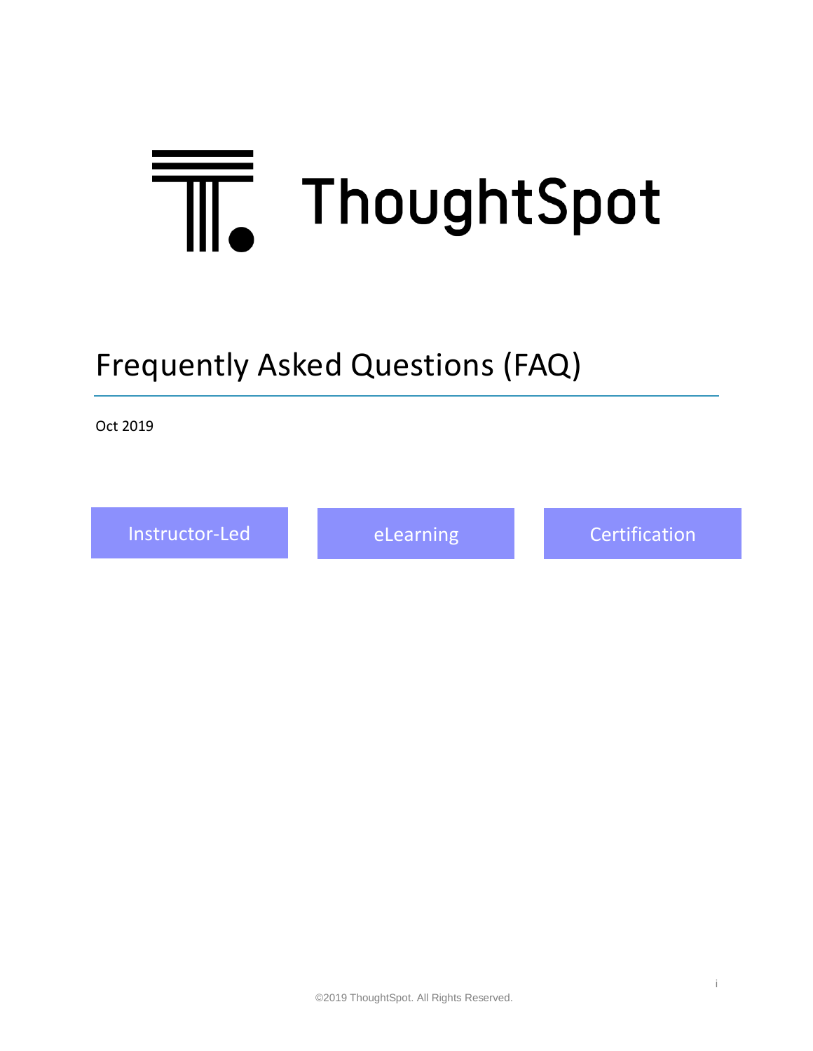# ThoughtSpot

## Frequently Asked Questions (FAQ)

Oct 2019

Instructor-Led | eLearning | Certification

©2019 ThoughtSpot. All Rights Reserved.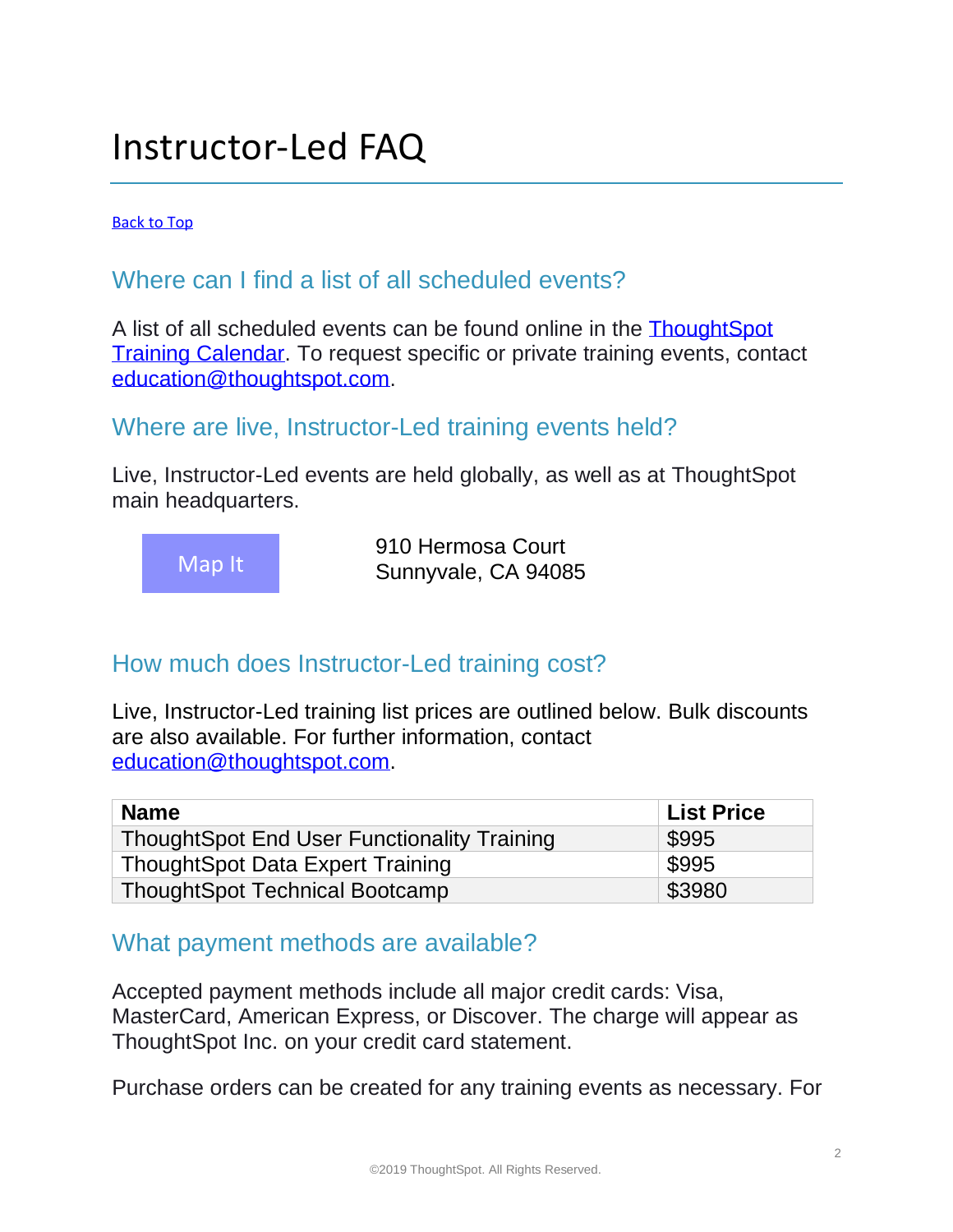# Instructor-Led FAQ

[Back to Top](#)

## Where can I find a list of all scheduled events?

A list of all scheduled events can be found online in the [ThoughtSpot Training Calendar](#). To request specific or private training events, contact [education@thoughtspot.com](mailto:education@thoughtspot.com).

## Where are live, Instructor-Led training events held?

Live, Instructor-Led events are held globally, as well as at ThoughtSpot main headquarters.

Map It

910 Hermosa Court
Sunnyvale, CA 94085

## How much does Instructor-Led training cost?

Live, Instructor-Led training list prices are outlined below. Bulk discounts are also available. For further information, contact [education@thoughtspot.com](mailto:education@thoughtspot.com).

| Name | List Price |
|---|---|
| ThoughtSpot End User Functionality Training | $995 |
| ThoughtSpot Data Expert Training | $995 |
| ThoughtSpot Technical Bootcamp | $3980 |

## What payment methods are available?

Accepted payment methods include all major credit cards: Visa, MasterCard, American Express, or Discover. The charge will appear as ThoughtSpot Inc. on your credit card statement.

Purchase orders can be created for any training events as necessary. For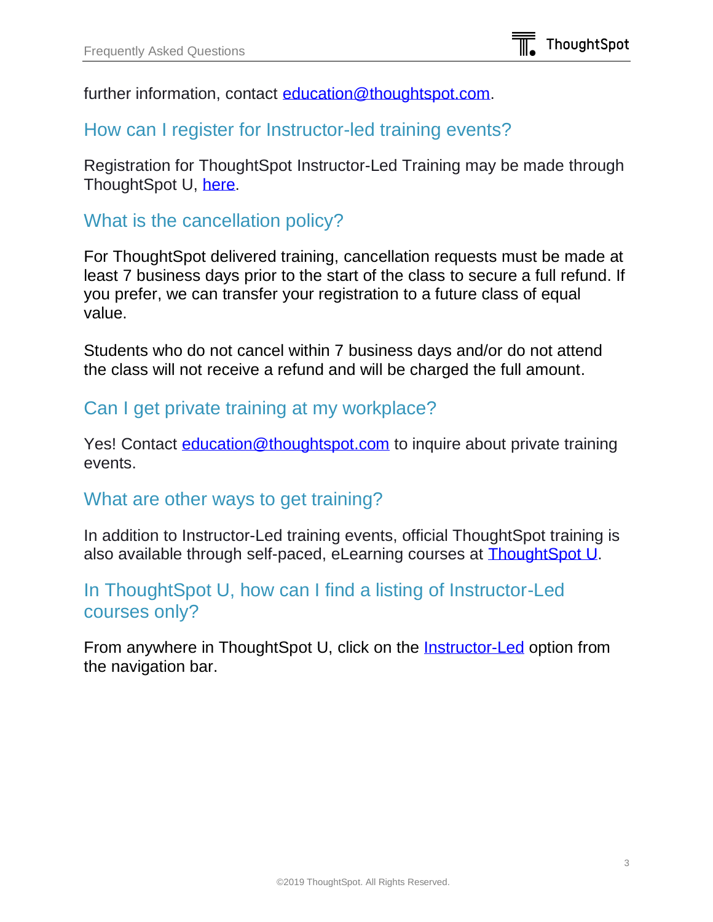further information, contact education@thoughtspot.com.

## How can I register for Instructor-led training events?

Registration for ThoughtSpot Instructor-Led Training may be made through ThoughtSpot U, here.

## What is the cancellation policy?

For ThoughtSpot delivered training, cancellation requests must be made at least 7 business days prior to the start of the class to secure a full refund. If you prefer, we can transfer your registration to a future class of equal value.

Students who do not cancel within 7 business days and/or do not attend the class will not receive a refund and will be charged the full amount.

## Can I get private training at my workplace?

Yes! Contact education@thoughtspot.com to inquire about private training events.

## What are other ways to get training?

In addition to Instructor-Led training events, official ThoughtSpot training is also available through self-paced, eLearning courses at ThoughtSpot U.

## In ThoughtSpot U, how can I find a listing of Instructor-Led courses only?

From anywhere in ThoughtSpot U, click on the Instructor-Led option from the navigation bar.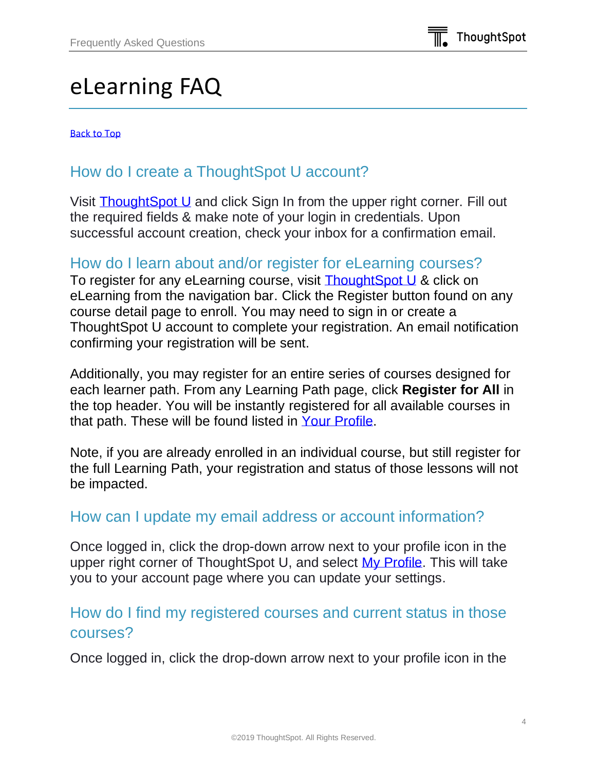# eLearning FAQ

[Back to Top]

## How do I create a ThoughtSpot U account?

Visit [ThoughtSpot U] and click Sign In from the upper right corner. Fill out the required fields & make note of your login in credentials. Upon successful account creation, check your inbox for a confirmation email.

## How do I learn about and/or register for eLearning courses?

To register for any eLearning course, visit [ThoughtSpot U] & click on eLearning from the navigation bar. Click the Register button found on any course detail page to enroll. You may need to sign in or create a ThoughtSpot U account to complete your registration. An email notification confirming your registration will be sent.

Additionally, you may register for an entire series of courses designed for each learner path. From any Learning Path page, click **Register for All** in the top header. You will be instantly registered for all available courses in that path. These will be found listed in [Your Profile].

Note, if you are already enrolled in an individual course, but still register for the full Learning Path, your registration and status of those lessons will not be impacted.

## How can I update my email address or account information?

Once logged in, click the drop-down arrow next to your profile icon in the upper right corner of ThoughtSpot U, and select [My Profile]. This will take you to your account page where you can update your settings.

## How do I find my registered courses and current status in those courses?

Once logged in, click the drop-down arrow next to your profile icon in the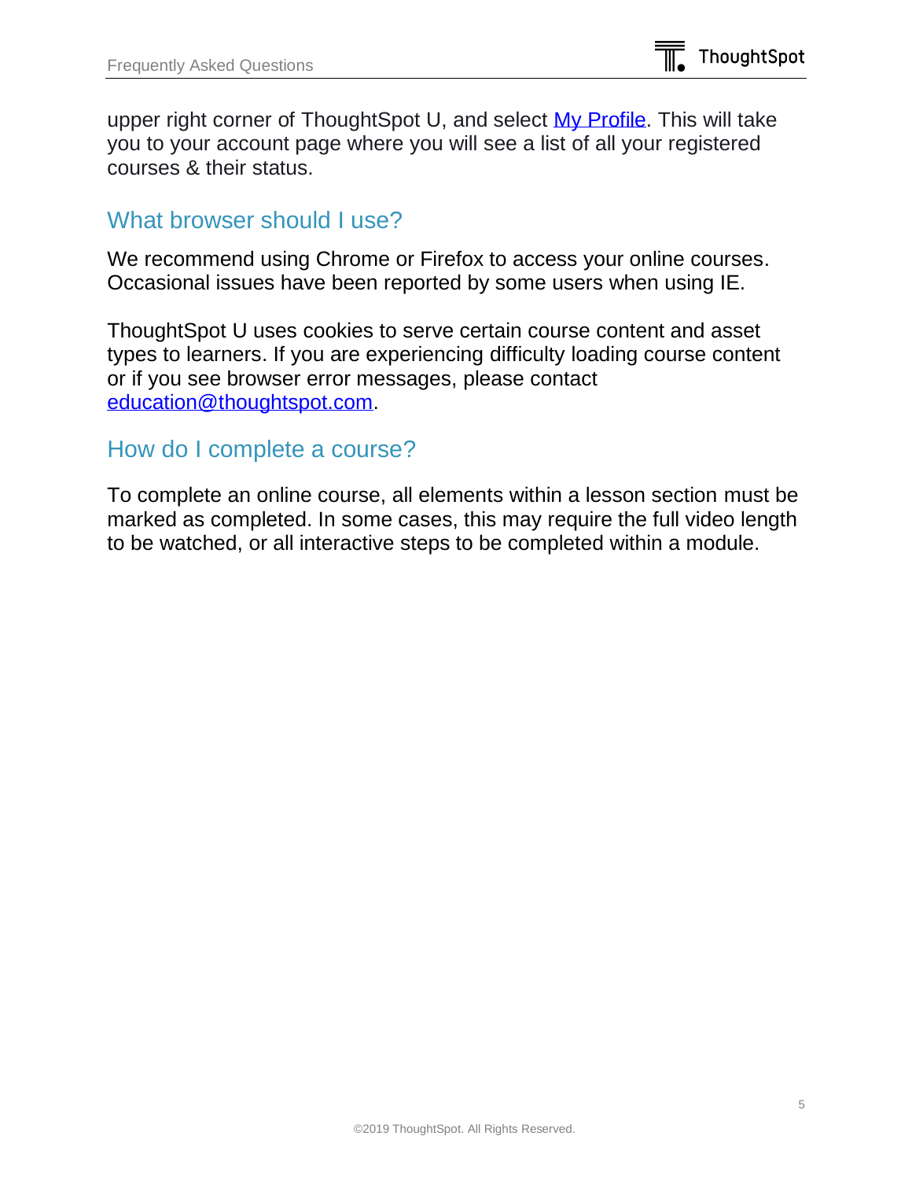upper right corner of ThoughtSpot U, and select [My Profile](). This will take you to your account page where you will see a list of all your registered courses & their status.

## What browser should I use?

We recommend using Chrome or Firefox to access your online courses. Occasional issues have been reported by some users when using IE.

ThoughtSpot U uses cookies to serve certain course content and asset types to learners. If you are experiencing difficulty loading course content or if you see browser error messages, please contact [education@thoughtspot.com](mailto:education@thoughtspot.com).

## How do I complete a course?

To complete an online course, all elements within a lesson section must be marked as completed. In some cases, this may require the full video length to be watched, or all interactive steps to be completed within a module.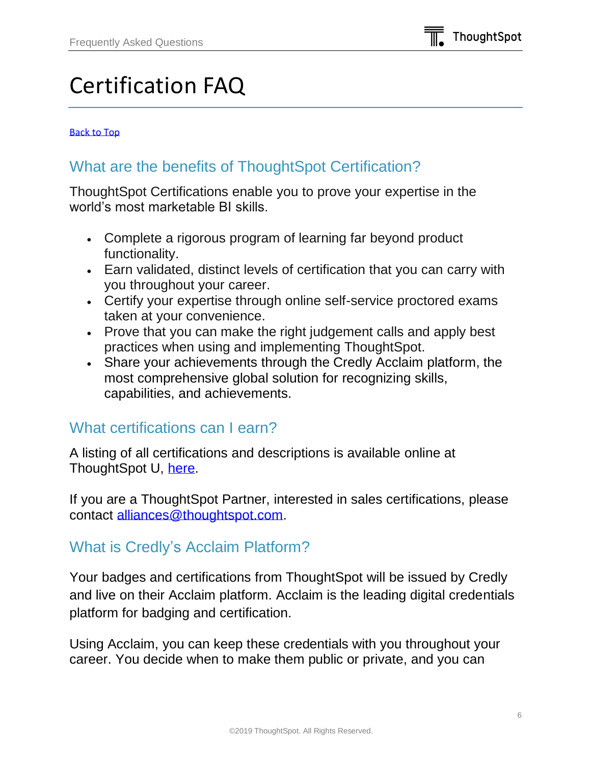# Certification FAQ

[Back to Top]

## What are the benefits of ThoughtSpot Certification?

ThoughtSpot Certifications enable you to prove your expertise in the world's most marketable BI skills.

- Complete a rigorous program of learning far beyond product functionality.
- Earn validated, distinct levels of certification that you can carry with you throughout your career.
- Certify your expertise through online self-service proctored exams taken at your convenience.
- Prove that you can make the right judgement calls and apply best practices when using and implementing ThoughtSpot.
- Share your achievements through the Credly Acclaim platform, the most comprehensive global solution for recognizing skills, capabilities, and achievements.

## What certifications can I earn?

A listing of all certifications and descriptions is available online at ThoughtSpot U, here.

If you are a ThoughtSpot Partner, interested in sales certifications, please contact alliances@thoughtspot.com.

## What is Credly's Acclaim Platform?

Your badges and certifications from ThoughtSpot will be issued by Credly and live on their Acclaim platform. Acclaim is the leading digital credentials platform for badging and certification.

Using Acclaim, you can keep these credentials with you throughout your career. You decide when to make them public or private, and you can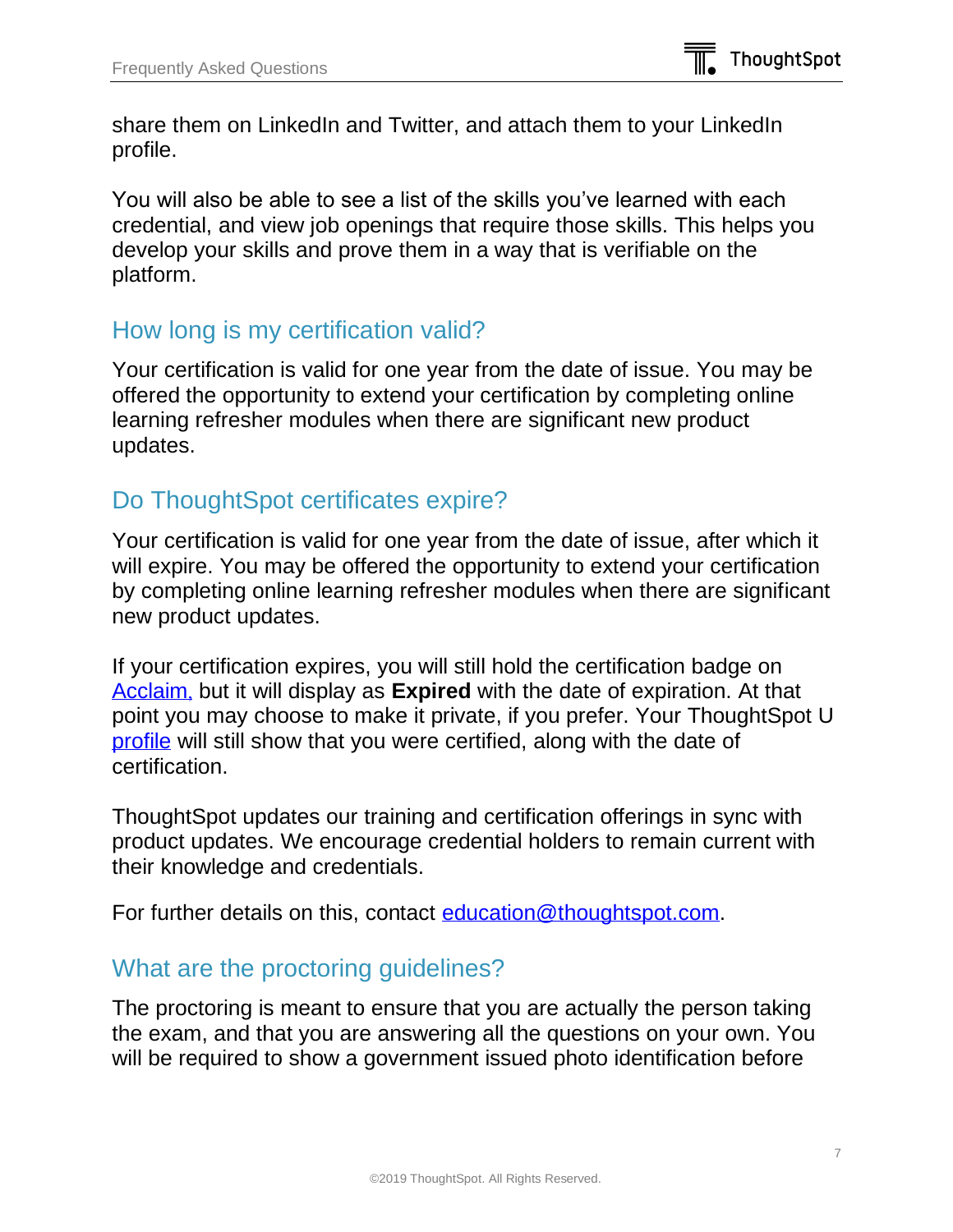share them on LinkedIn and Twitter, and attach them to your LinkedIn profile.

You will also be able to see a list of the skills you've learned with each credential, and view job openings that require those skills. This helps you develop your skills and prove them in a way that is verifiable on the platform.

## How long is my certification valid?

Your certification is valid for one year from the date of issue. You may be offered the opportunity to extend your certification by completing online learning refresher modules when there are significant new product updates.

## Do ThoughtSpot certificates expire?

Your certification is valid for one year from the date of issue, after which it will expire. You may be offered the opportunity to extend your certification by completing online learning refresher modules when there are significant new product updates.

If your certification expires, you will still hold the certification badge on Acclaim, but it will display as **Expired** with the date of expiration. At that point you may choose to make it private, if you prefer. Your ThoughtSpot U profile will still show that you were certified, along with the date of certification.

ThoughtSpot updates our training and certification offerings in sync with product updates. We encourage credential holders to remain current with their knowledge and credentials.

For further details on this, contact education@thoughtspot.com.

## What are the proctoring guidelines?

The proctoring is meant to ensure that you are actually the person taking the exam, and that you are answering all the questions on your own. You will be required to show a government issued photo identification before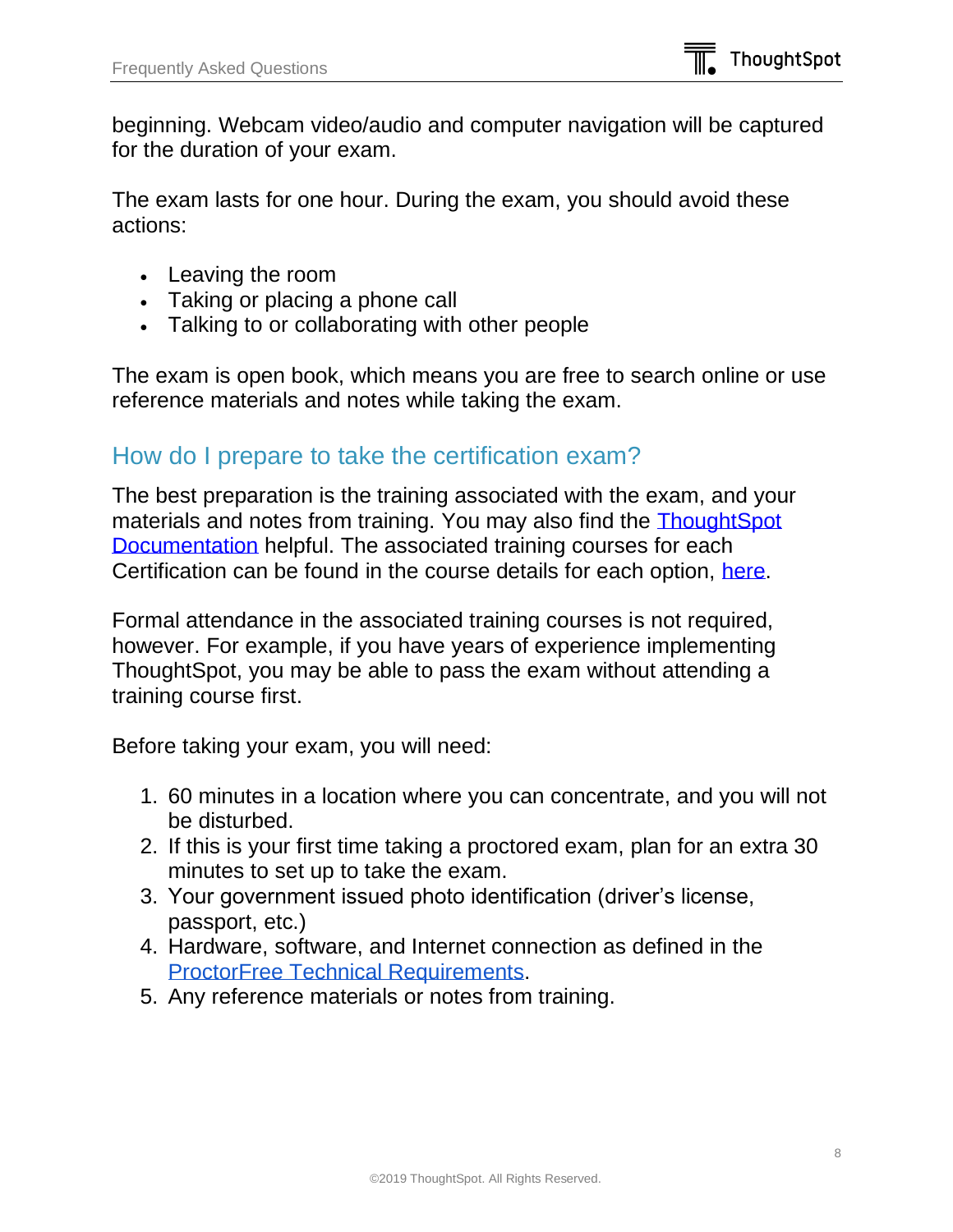beginning. Webcam video/audio and computer navigation will be captured for the duration of your exam.

The exam lasts for one hour. During the exam, you should avoid these actions:

- Leaving the room
- Taking or placing a phone call
- Talking to or collaborating with other people

The exam is open book, which means you are free to search online or use reference materials and notes while taking the exam.

## How do I prepare to take the certification exam?

The best preparation is the training associated with the exam, and your materials and notes from training. You may also find the ThoughtSpot Documentation helpful. The associated training courses for each Certification can be found in the course details for each option, here.

Formal attendance in the associated training courses is not required, however. For example, if you have years of experience implementing ThoughtSpot, you may be able to pass the exam without attending a training course first.

Before taking your exam, you will need:

1. 60 minutes in a location where you can concentrate, and you will not be disturbed.
2. If this is your first time taking a proctored exam, plan for an extra 30 minutes to set up to take the exam.
3. Your government issued photo identification (driver's license, passport, etc.)
4. Hardware, software, and Internet connection as defined in the ProctorFree Technical Requirements.
5. Any reference materials or notes from training.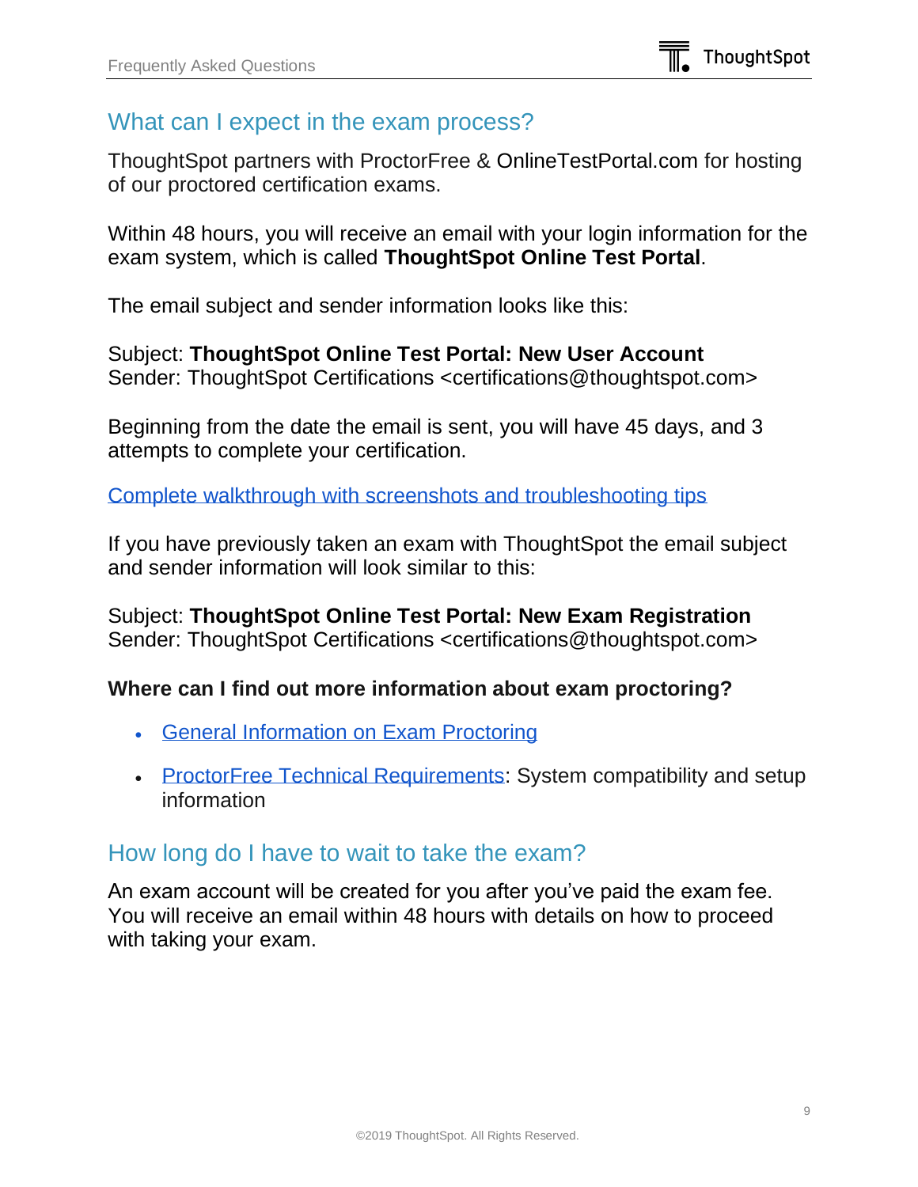## What can I expect in the exam process?

ThoughtSpot partners with ProctorFree & OnlineTestPortal.com for hosting of our proctored certification exams.

Within 48 hours, you will receive an email with your login information for the exam system, which is called **ThoughtSpot Online Test Portal**.

The email subject and sender information looks like this:

Subject: **ThoughtSpot Online Test Portal: New User Account**
Sender: ThoughtSpot Certifications <certifications@thoughtspot.com>

Beginning from the date the email is sent, you will have 45 days, and 3 attempts to complete your certification.

Complete walkthrough with screenshots and troubleshooting tips

If you have previously taken an exam with ThoughtSpot the email subject and sender information will look similar to this:

Subject: **ThoughtSpot Online Test Portal: New Exam Registration**
Sender: ThoughtSpot Certifications <certifications@thoughtspot.com>

**Where can I find out more information about exam proctoring?**

- General Information on Exam Proctoring
- ProctorFree Technical Requirements: System compatibility and setup information

## How long do I have to wait to take the exam?

An exam account will be created for you after you've paid the exam fee. You will receive an email within 48 hours with details on how to proceed with taking your exam.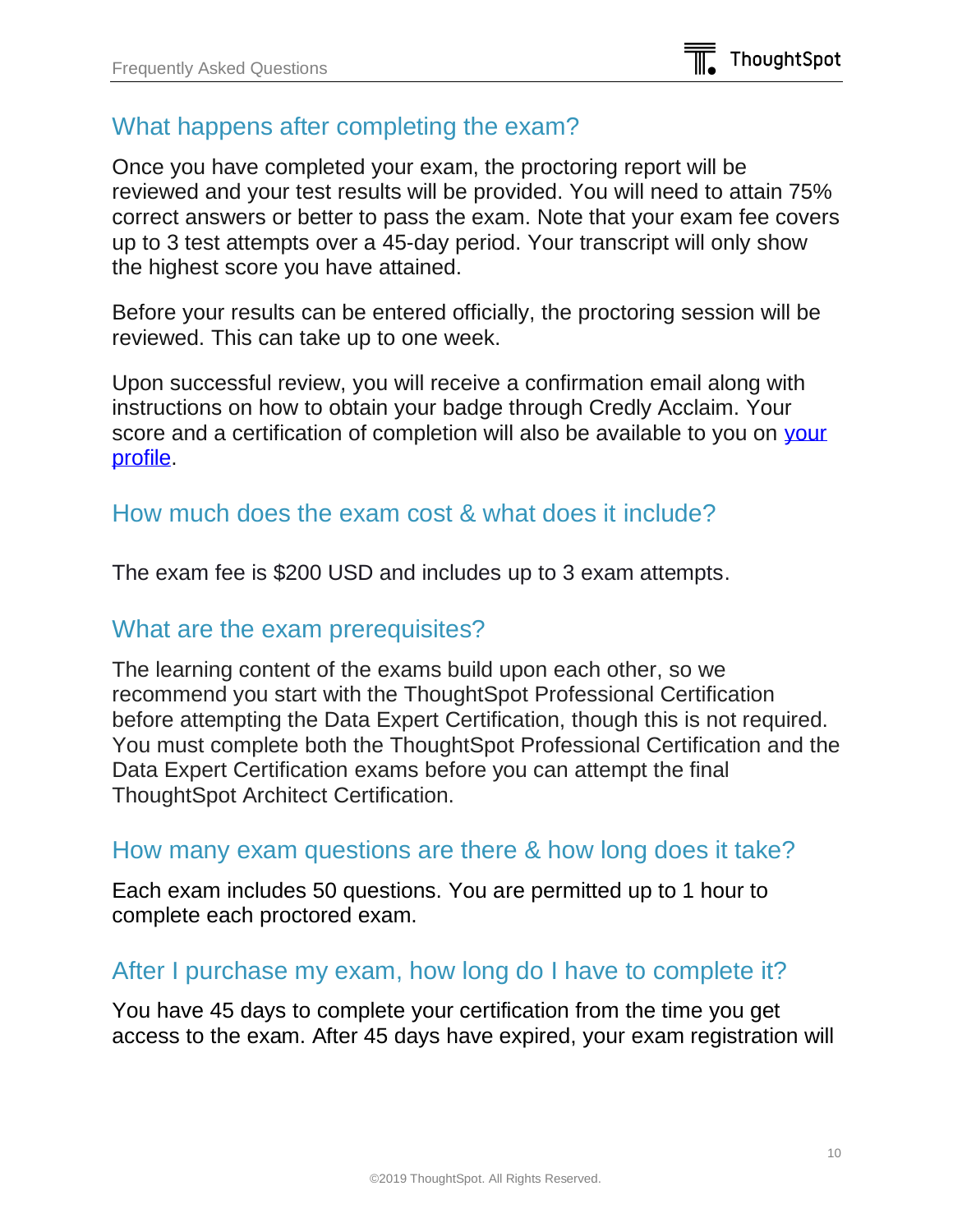## What happens after completing the exam?

Once you have completed your exam, the proctoring report will be reviewed and your test results will be provided. You will need to attain 75% correct answers or better to pass the exam. Note that your exam fee covers up to 3 test attempts over a 45-day period. Your transcript will only show the highest score you have attained.

Before your results can be entered officially, the proctoring session will be reviewed. This can take up to one week.

Upon successful review, you will receive a confirmation email along with instructions on how to obtain your badge through Credly Acclaim. Your score and a certification of completion will also be available to you on [your profile](#).

## How much does the exam cost & what does it include?

The exam fee is $200 USD and includes up to 3 exam attempts.

## What are the exam prerequisites?

The learning content of the exams build upon each other, so we recommend you start with the ThoughtSpot Professional Certification before attempting the Data Expert Certification, though this is not required. You must complete both the ThoughtSpot Professional Certification and the Data Expert Certification exams before you can attempt the final ThoughtSpot Architect Certification.

## How many exam questions are there & how long does it take?

Each exam includes 50 questions. You are permitted up to 1 hour to complete each proctored exam.

## After I purchase my exam, how long do I have to complete it?

You have 45 days to complete your certification from the time you get access to the exam. After 45 days have expired, your exam registration will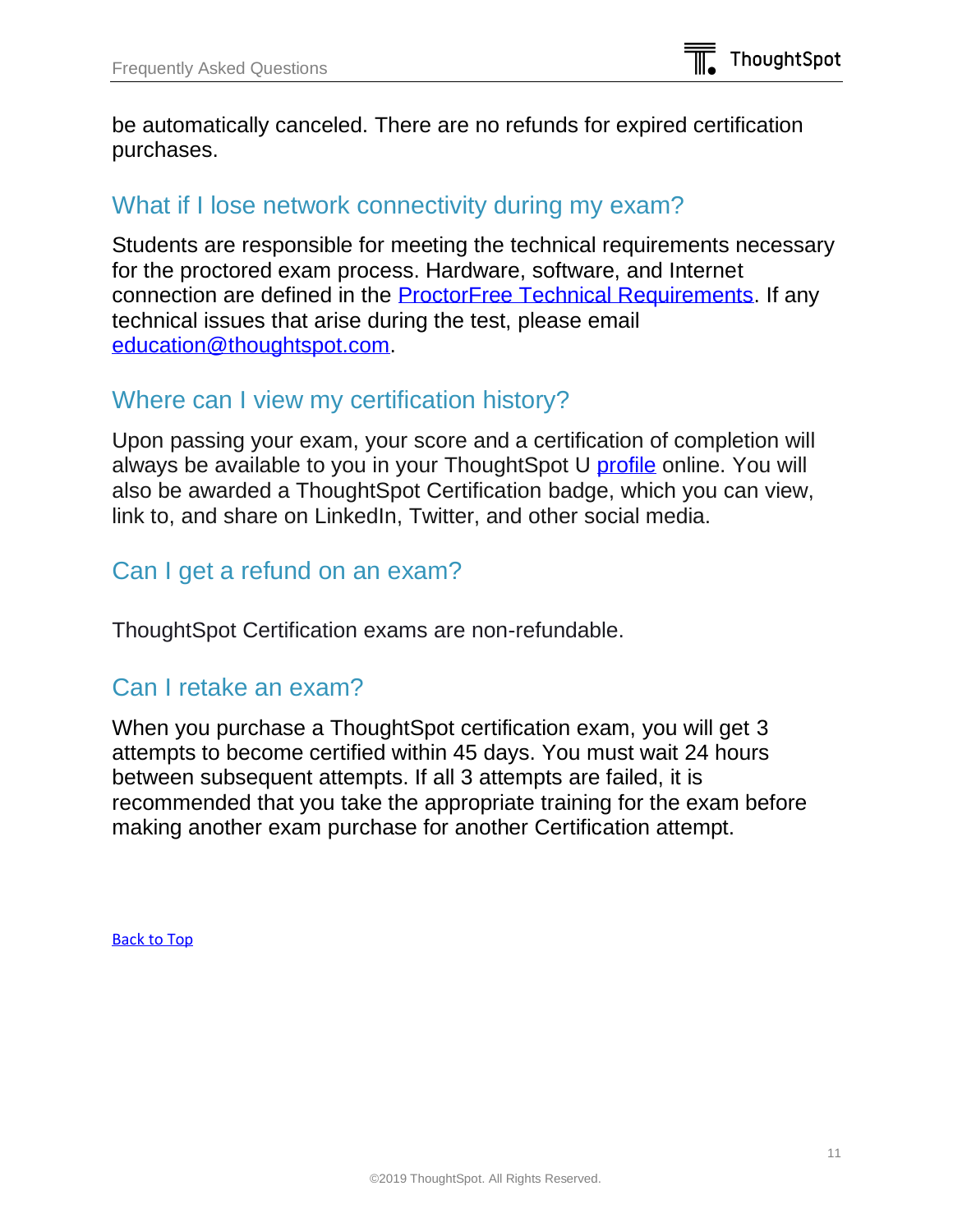be automatically canceled. There are no refunds for expired certification purchases.

## What if I lose network connectivity during my exam?

Students are responsible for meeting the technical requirements necessary for the proctored exam process. Hardware, software, and Internet connection are defined in the [ProctorFree Technical Requirements](). If any technical issues that arise during the test, please email [education@thoughtspot.com](mailto:education@thoughtspot.com).

## Where can I view my certification history?

Upon passing your exam, your score and a certification of completion will always be available to you in your ThoughtSpot U [profile]() online. You will also be awarded a ThoughtSpot Certification badge, which you can view, link to, and share on LinkedIn, Twitter, and other social media.

## Can I get a refund on an exam?

ThoughtSpot Certification exams are non-refundable.

## Can I retake an exam?

When you purchase a ThoughtSpot certification exam, you will get 3 attempts to become certified within 45 days. You must wait 24 hours between subsequent attempts. If all 3 attempts are failed, it is recommended that you take the appropriate training for the exam before making another exam purchase for another Certification attempt.

[Back to Top]()